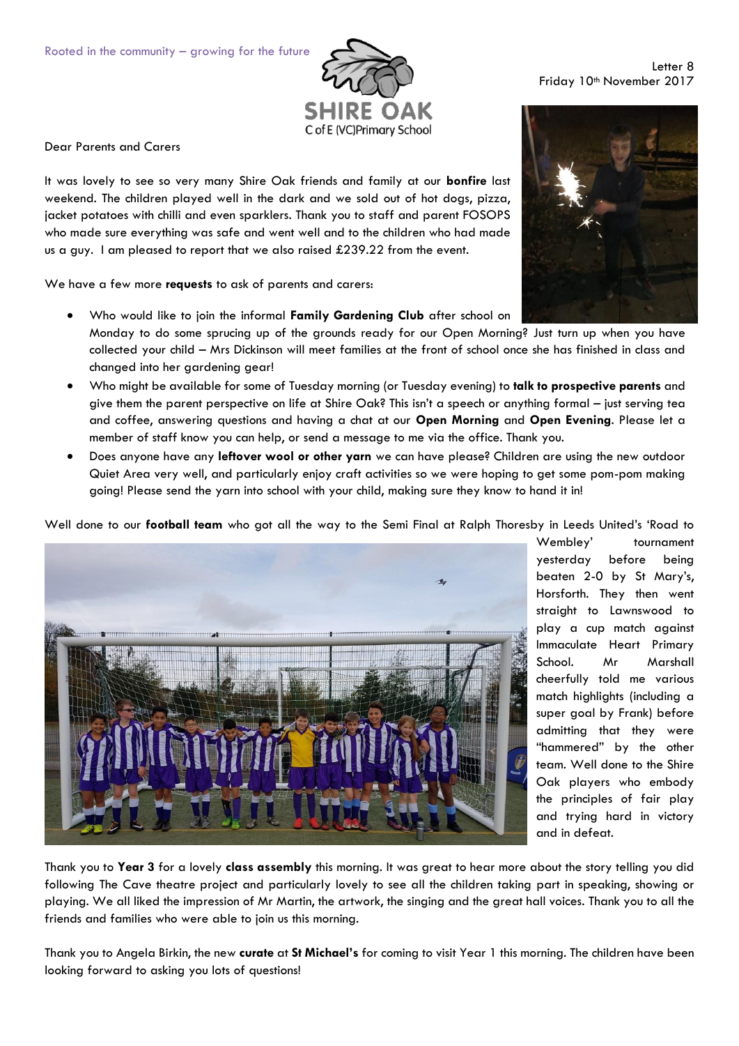Rooted in the community – growing for the future

SHIRE OAK
C of E (VC) Primary School

Letter 8
Friday 10th November 2017

Dear Parents and Carers

It was lovely to see so very many Shire Oak friends and family at our **bonfire** last weekend. The children played well in the dark and we sold out of hot dogs, pizza, jacket potatoes with chilli and even sparklers. Thank you to staff and parent FOSOPS who made sure everything was safe and went well and to the children who had made us a guy. I am pleased to report that we also raised £239.22 from the event.

We have a few more **requests** to ask of parents and carers:

- Who would like to join the informal **Family Gardening Club** after school on Monday to do some sprucing up of the grounds ready for our Open Morning? Just turn up when you have collected your child – Mrs Dickinson will meet families at the front of school once she has finished in class and changed into her gardening gear!
- Who might be available for some of Tuesday morning (or Tuesday evening) to **talk to prospective parents** and give them the parent perspective on life at Shire Oak? This isn't a speech or anything formal – just serving tea and coffee, answering questions and having a chat at our **Open Morning** and **Open Evening**. Please let a member of staff know you can help, or send a message to me via the office. Thank you.
- Does anyone have any **leftover wool or other yarn** we can have please? Children are using the new outdoor Quiet Area very well, and particularly enjoy craft activities so we were hoping to get some pom-pom making going! Please send the yarn into school with your child, making sure they know to hand it in!

Well done to our **football team** who got all the way to the Semi Final at Ralph Thoresby in Leeds United's 'Road to Wembley' tournament yesterday before being beaten 2-0 by St Mary's, Horsforth. They then went straight to Lawnswood to play a cup match against Immaculate Heart Primary School. Mr Marshall cheerfully told me various match highlights (including a super goal by Frank) before admitting that they were "hammered" by the other team. Well done to the Shire Oak players who embody the principles of fair play and trying hard in victory and in defeat.

Thank you to **Year 3** for a lovely **class assembly** this morning. It was great to hear more about the story telling you did following The Cave theatre project and particularly lovely to see all the children taking part in speaking, showing or playing. We all liked the impression of Mr Martin, the artwork, the singing and the great hall voices. Thank you to all the friends and families who were able to join us this morning.

Thank you to Angela Birkin, the new **curate** at **St Michael's** for coming to visit Year 1 this morning. The children have been looking forward to asking you lots of questions!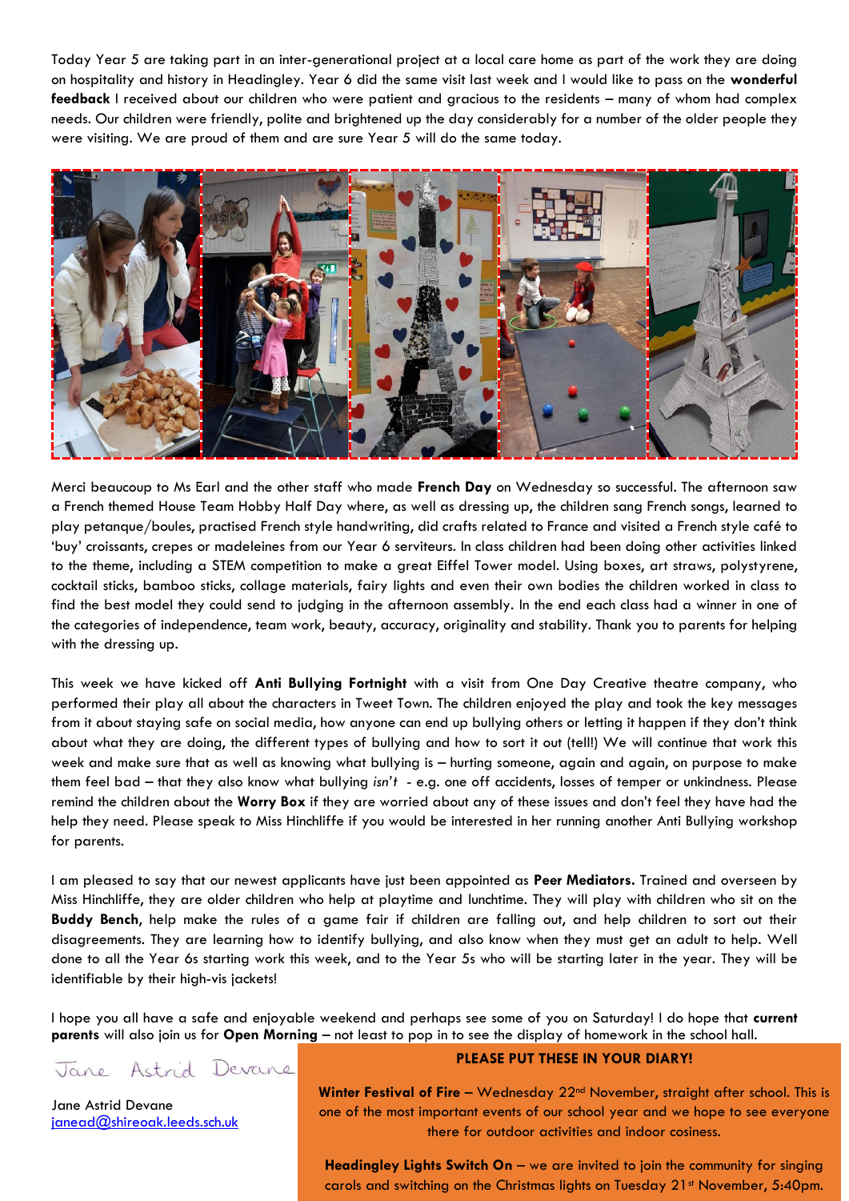Today Year 5 are taking part in an inter-generational project at a local care home as part of the work they are doing on hospitality and history in Headingley. Year 6 did the same visit last week and I would like to pass on the **wonderful feedback** I received about our children who were patient and gracious to the residents – many of whom had complex needs. Our children were friendly, polite and brightened up the day considerably for a number of the older people they were visiting. We are proud of them and are sure Year 5 will do the same today.

Merci beaucoup to Ms Earl and the other staff who made **French Day** on Wednesday so successful. The afternoon saw a French themed House Team Hobby Half Day where, as well as dressing up, the children sang French songs, learned to play petanque/boules, practised French style handwriting, did crafts related to France and visited a French style café to 'buy' croissants, crepes or madeleines from our Year 6 serviteurs. In class children had been doing other activities linked to the theme, including a STEM competition to make a great Eiffel Tower model. Using boxes, art straws, polystyrene, cocktail sticks, bamboo sticks, collage materials, fairy lights and even their own bodies the children worked in class to find the best model they could send to judging in the afternoon assembly. In the end each class had a winner in one of the categories of independence, team work, beauty, accuracy, originality and stability. Thank you to parents for helping with the dressing up.

This week we have kicked off **Anti Bullying Fortnight** with a visit from One Day Creative theatre company, who performed their play all about the characters in Tweet Town. The children enjoyed the play and took the key messages from it about staying safe on social media, how anyone can end up bullying others or letting it happen if they don't think about what they are doing, the different types of bullying and how to sort it out (tell!) We will continue that work this week and make sure that as well as knowing what bullying is – hurting someone, again and again, on purpose to make them feel bad – that they also know what bullying *isn't* - e.g. one off accidents, losses of temper or unkindness. Please remind the children about the **Worry Box** if they are worried about any of these issues and don't feel they have had the help they need. Please speak to Miss Hinchliffe if you would be interested in her running another Anti Bullying workshop for parents.

I am pleased to say that our newest applicants have just been appointed as **Peer Mediators.** Trained and overseen by Miss Hinchliffe, they are older children who help at playtime and lunchtime. They will play with children who sit on the **Buddy Bench**, help make the rules of a game fair if children are falling out, and help children to sort out their disagreements. They are learning how to identify bullying, and also know when they must get an adult to help. Well done to all the Year 6s starting work this week, and to the Year 5s who will be starting later in the year. They will be identifiable by their high-vis jackets!

I hope you all have a safe and enjoyable weekend and perhaps see some of you on Saturday! I do hope that **current parents** will also join us for **Open Morning** – not least to pop in to see the display of homework in the school hall.

Jane Astrid Devane

Jane Astrid Devane
janead@shireoak.leeds.sch.uk

**PLEASE PUT THESE IN YOUR DIARY!**

**Winter Festival of Fire** – Wednesday 22nd November, straight after school. This is one of the most important events of our school year and we hope to see everyone there for outdoor activities and indoor cosiness.

**Headingley Lights Switch On** – we are invited to join the community for singing carols and switching on the Christmas lights on Tuesday 21st November, 5:40pm.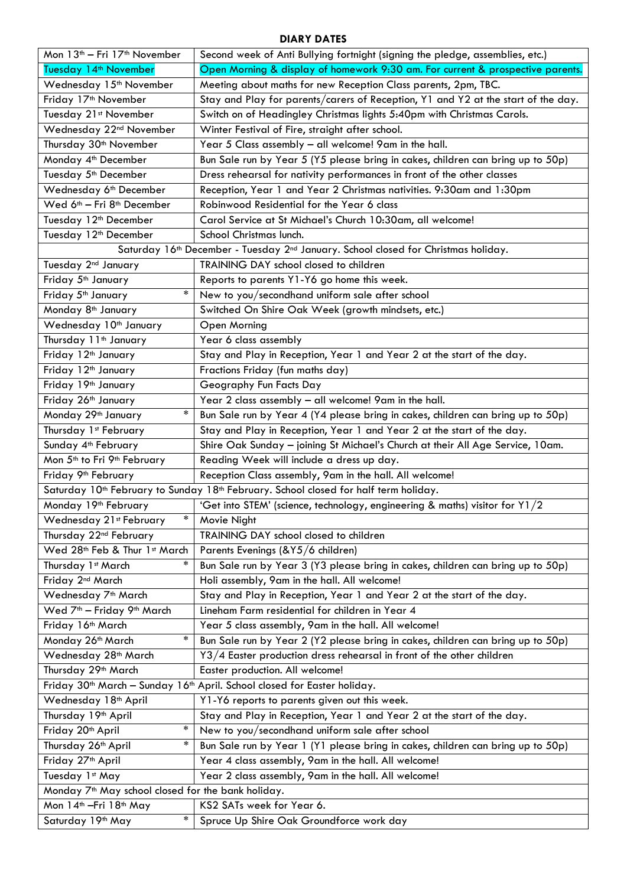**DIARY DATES**

| | |
|---|---|
| Mon 13th – Fri 17th November | Second week of Anti Bullying fortnight (signing the pledge, assemblies, etc.) |
| Tuesday 14th November | Open Morning & display of homework 9:30 am. For current & prospective parents. |
| Wednesday 15th November | Meeting about maths for new Reception Class parents, 2pm, TBC. |
| Friday 17th November | Stay and Play for parents/carers of Reception, Y1 and Y2 at the start of the day. |
| Tuesday 21st November | Switch on of Headingley Christmas lights 5:40pm with Christmas Carols. |
| Wednesday 22nd November | Winter Festival of Fire, straight after school. |
| Thursday 30th November | Year 5 Class assembly – all welcome! 9am in the hall. |
| Monday 4th December | Bun Sale run by Year 5 (Y5 please bring in cakes, children can bring up to 50p) |
| Tuesday 5th December | Dress rehearsal for nativity performances in front of the other classes |
| Wednesday 6th December | Reception, Year 1 and Year 2 Christmas nativities. 9:30am and 1:30pm |
| Wed 6th – Fri 8th December | Robinwood Residential for the Year 6 class |
| Tuesday 12th December | Carol Service at St Michael's Church 10:30am, all welcome! |
| Tuesday 12th December | School Christmas lunch. |
| Saturday 16th December - Tuesday 2nd January. School closed for Christmas holiday. | |
| Tuesday 2nd January | TRAINING DAY school closed to children |
| Friday 5th January | Reports to parents Y1-Y6 go home this week. |
| Friday 5th January * | New to you/secondhand uniform sale after school |
| Monday 8th January | Switched On Shire Oak Week (growth mindsets, etc.) |
| Wednesday 10th January | Open Morning |
| Thursday 11th January | Year 6 class assembly |
| Friday 12th January | Stay and Play in Reception, Year 1 and Year 2 at the start of the day. |
| Friday 12th January | Fractions Friday (fun maths day) |
| Friday 19th January | Geography Fun Facts Day |
| Friday 26th January | Year 2 class assembly – all welcome! 9am in the hall. |
| Monday 29th January * | Bun Sale run by Year 4 (Y4 please bring in cakes, children can bring up to 50p) |
| Thursday 1st February | Stay and Play in Reception, Year 1 and Year 2 at the start of the day. |
| Sunday 4th February | Shire Oak Sunday – joining St Michael's Church at their All Age Service, 10am. |
| Mon 5th to Fri 9th February | Reading Week will include a dress up day. |
| Friday 9th February | Reception Class assembly, 9am in the hall. All welcome! |
| Saturday 10th February to Sunday 18th February. School closed for half term holiday. | |
| Monday 19th February | 'Get into STEM' (science, technology, engineering & maths) visitor for Y1/2 |
| Wednesday 21st February * | Movie Night |
| Thursday 22nd February | TRAINING DAY school closed to children |
| Wed 28th Feb & Thur 1st March | Parents Evenings (&Y5/6 children) |
| Thursday 1st March * | Bun Sale run by Year 3 (Y3 please bring in cakes, children can bring up to 50p) |
| Friday 2nd March | Holi assembly, 9am in the hall. All welcome! |
| Wednesday 7th March | Stay and Play in Reception, Year 1 and Year 2 at the start of the day. |
| Wed 7th – Friday 9th March | Lineham Farm residential for children in Year 4 |
| Friday 16th March | Year 5 class assembly, 9am in the hall. All welcome! |
| Monday 26th March * | Bun Sale run by Year 2 (Y2 please bring in cakes, children can bring up to 50p) |
| Wednesday 28th March | Y3/4 Easter production dress rehearsal in front of the other children |
| Thursday 29th March | Easter production. All welcome! |
| Friday 30th March – Sunday 16th April. School closed for Easter holiday. | |
| Wednesday 18th April | Y1-Y6 reports to parents given out this week. |
| Thursday 19th April | Stay and Play in Reception, Year 1 and Year 2 at the start of the day. |
| Friday 20th April * | New to you/secondhand uniform sale after school |
| Thursday 26th April * | Bun Sale run by Year 1 (Y1 please bring in cakes, children can bring up to 50p) |
| Friday 27th April | Year 4 class assembly, 9am in the hall. All welcome! |
| Tuesday 1st May | Year 2 class assembly, 9am in the hall. All welcome! |
| Monday 7th May school closed for the bank holiday. | |
| Mon 14th –Fri 18th May | KS2 SATs week for Year 6. |
| Saturday 19th May * | Spruce Up Shire Oak Groundforce work day |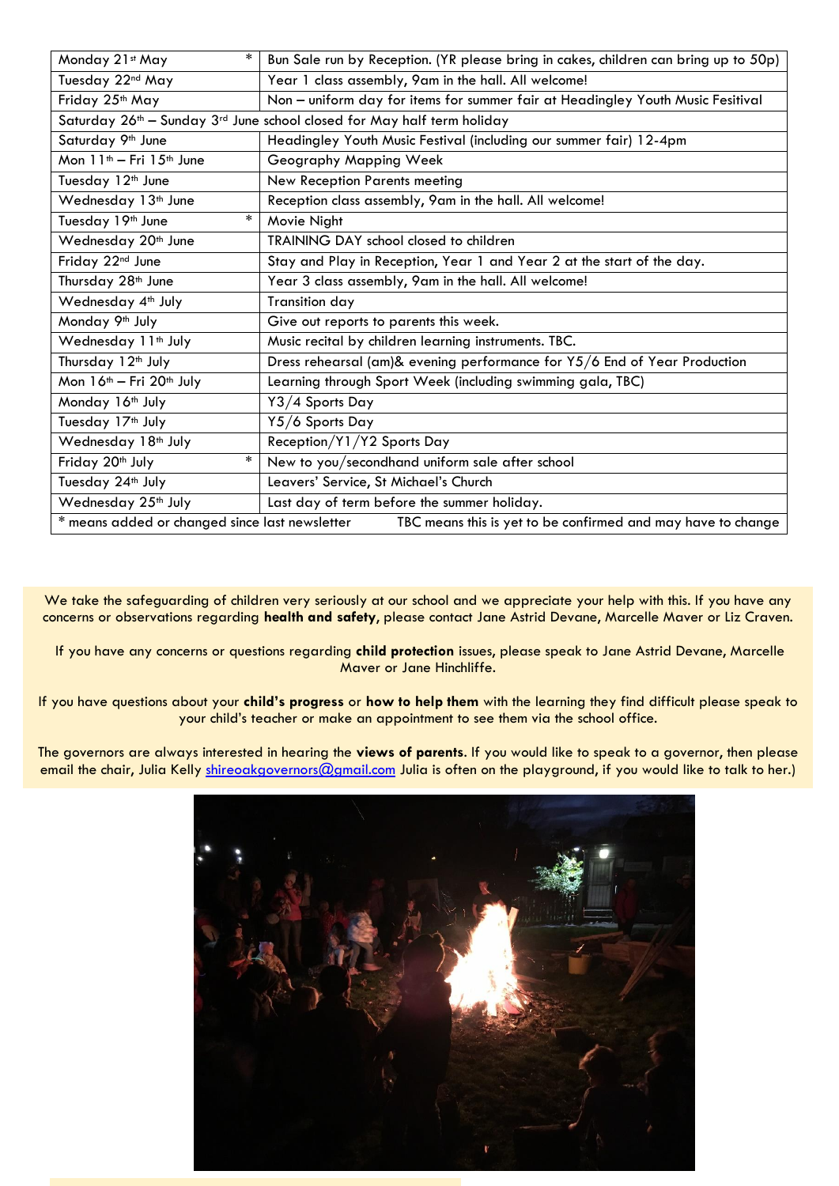| | |
|---|---|
| Monday 21st May * | Bun Sale run by Reception. (YR please bring in cakes, children can bring up to 50p) |
| Tuesday 22nd May | Year 1 class assembly, 9am in the hall. All welcome! |
| Friday 25th May | Non – uniform day for items for summer fair at Headingley Youth Music Fesitival |
| Saturday 26th – Sunday 3rd June school closed for May half term holiday | |
| Saturday 9th June | Headingley Youth Music Festival (including our summer fair) 12-4pm |
| Mon 11th – Fri 15th June | Geography Mapping Week |
| Tuesday 12th June | New Reception Parents meeting |
| Wednesday 13th June | Reception class assembly, 9am in the hall. All welcome! |
| Tuesday 19th June * | Movie Night |
| Wednesday 20th June | TRAINING DAY school closed to children |
| Friday 22nd June | Stay and Play in Reception, Year 1 and Year 2 at the start of the day. |
| Thursday 28th June | Year 3 class assembly, 9am in the hall. All welcome! |
| Wednesday 4th July | Transition day |
| Monday 9th July | Give out reports to parents this week. |
| Wednesday 11th July | Music recital by children learning instruments. TBC. |
| Thursday 12th July | Dress rehearsal (am)& evening performance for Y5/6 End of Year Production |
| Mon 16th – Fri 20th July | Learning through Sport Week (including swimming gala, TBC) |
| Monday 16th July | Y3/4 Sports Day |
| Tuesday 17th July | Y5/6 Sports Day |
| Wednesday 18th July | Reception/Y1/Y2 Sports Day |
| Friday 20th July * | New to you/secondhand uniform sale after school |
| Tuesday 24th July | Leavers' Service, St Michael's Church |
| Wednesday 25th July | Last day of term before the summer holiday. |
| * means added or changed since last newsletter | TBC means this is yet to be confirmed and may have to change |

We take the safeguarding of children very seriously at our school and we appreciate your help with this. If you have any concerns or observations regarding **health and safety**, please contact Jane Astrid Devane, Marcelle Maver or Liz Craven.

If you have any concerns or questions regarding **child protection** issues, please speak to Jane Astrid Devane, Marcelle Maver or Jane Hinchliffe.

If you have questions about your **child's progress** or **how to help them** with the learning they find difficult please speak to your child's teacher or make an appointment to see them via the school office.

The governors are always interested in hearing the **views of parents**. If you would like to speak to a governor, then please email the chair, Julia Kelly shireoakgovernors@gmail.com Julia is often on the playground, if you would like to talk to her.)